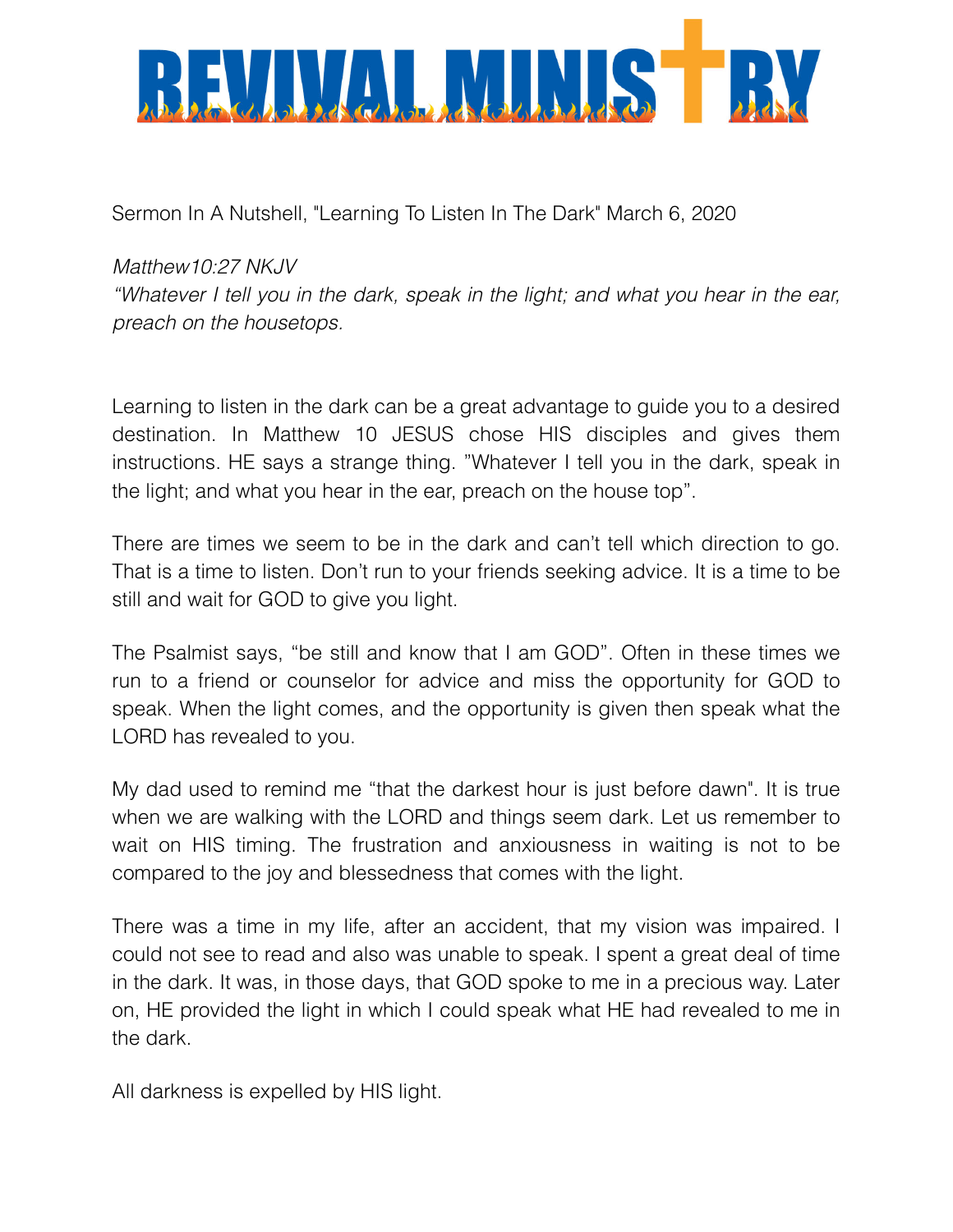# REVIVAL MINISTRY

Sermon In A Nutshell, "Learning To Listen In The Dark" March 6, 2020

*Matthew10:27 NKJV*
*"Whatever I tell you in the dark, speak in the light; and what you hear in the ear, preach on the housetops.*

Learning to listen in the dark can be a great advantage to guide you to a desired destination. In Matthew 10 JESUS chose HIS disciples and gives them instructions. HE says a strange thing. "Whatever I tell you in the dark, speak in the light; and what you hear in the ear, preach on the house top".

There are times we seem to be in the dark and can't tell which direction to go. That is a time to listen. Don't run to your friends seeking advice. It is a time to be still and wait for GOD to give you light.

The Psalmist says, "be still and know that I am GOD". Often in these times we run to a friend or counselor for advice and miss the opportunity for GOD to speak. When the light comes, and the opportunity is given then speak what the LORD has revealed to you.

My dad used to remind me "that the darkest hour is just before dawn". It is true when we are walking with the LORD and things seem dark. Let us remember to wait on HIS timing. The frustration and anxiousness in waiting is not to be compared to the joy and blessedness that comes with the light.

There was a time in my life, after an accident, that my vision was impaired. I could not see to read and also was unable to speak. I spent a great deal of time in the dark. It was, in those days, that GOD spoke to me in a precious way. Later on, HE provided the light in which I could speak what HE had revealed to me in the dark.

All darkness is expelled by HIS light.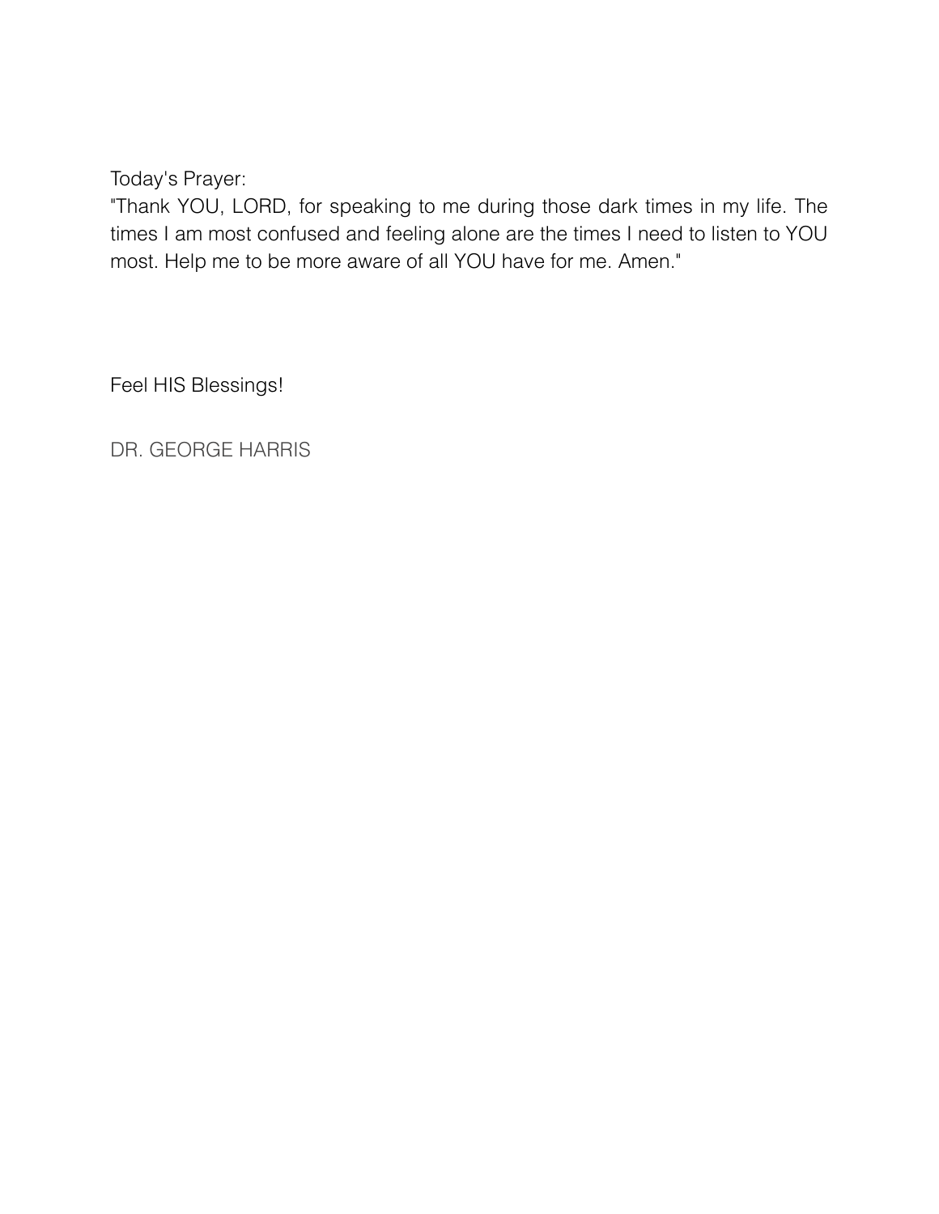Today's Prayer:
"Thank YOU, LORD, for speaking to me during those dark times in my life. The times I am most confused and feeling alone are the times I need to listen to YOU most. Help me to be more aware of all YOU have for me. Amen."

Feel HIS Blessings!

DR. GEORGE HARRIS